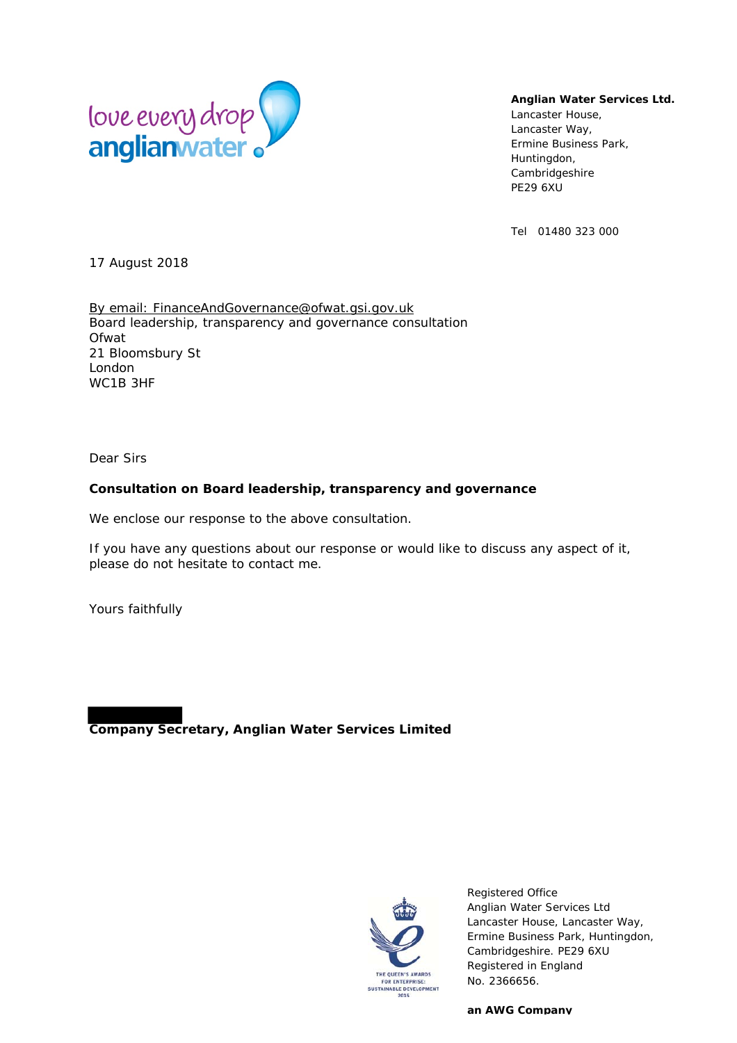love every drop
anglianwater

**Anglian Water Services Ltd.**
Lancaster House,
Lancaster Way,
Ermine Business Park,
Huntingdon,
Cambridgeshire
PE29 6XU

Tel 01480 323 000

17 August 2018

By email: FinanceAndGovernance@ofwat.gsi.gov.uk
Board leadership, transparency and governance consultation
Ofwat
21 Bloomsbury St
London
WC1B 3HF

Dear Sirs

**Consultation on Board leadership, transparency and governance**

We enclose our response to the above consultation.

If you have any questions about our response or would like to discuss any aspect of it, please do not hesitate to contact me.

Yours faithfully

**Company Secretary, Anglian Water Services Limited**

Registered Office
Anglian Water Services Ltd
Lancaster House, Lancaster Way,
Ermine Business Park, Huntingdon,
Cambridgeshire. PE29 6XU
Registered in England
No. 2366656.

**an AWG Company**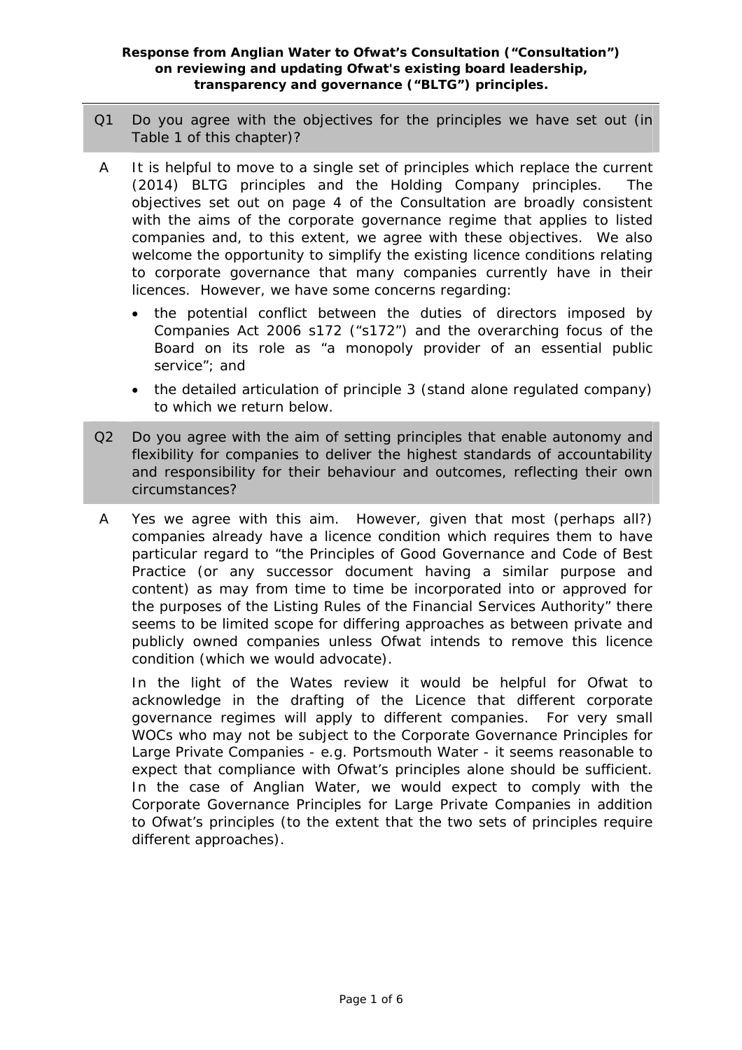**Response from Anglian Water to Ofwat's Consultation ("Consultation") on reviewing and updating Ofwat's existing board leadership, transparency and governance ("BLTG") principles.**

---

**Q1** Do you agree with the objectives for the principles we have set out (in Table 1 of this chapter)?

**A** It is helpful to move to a single set of principles which replace the current (2014) BLTG principles and the Holding Company principles. The objectives set out on page 4 of the Consultation are broadly consistent with the aims of the corporate governance regime that applies to listed companies and, to this extent, we agree with these objectives. We also welcome the opportunity to simplify the existing licence conditions relating to corporate governance that many companies currently have in their licences. However, we have some concerns regarding:

- the potential conflict between the duties of directors imposed by Companies Act 2006 s172 ("s172") and the overarching focus of the Board on its role as "a monopoly provider of an essential public service"; and
- the detailed articulation of principle 3 (stand alone regulated company) to which we return below.

**Q2** Do you agree with the aim of setting principles that enable autonomy and flexibility for companies to deliver the highest standards of accountability and responsibility for their behaviour and outcomes, reflecting their own circumstances?

**A** Yes we agree with this aim. However, given that most (perhaps all?) companies already have a licence condition which requires them to have particular regard to "the Principles of Good Governance and Code of Best Practice (or any successor document having a similar purpose and content) as may from time to time be incorporated into or approved for the purposes of the Listing Rules of the Financial Services Authority" there seems to be limited scope for differing approaches as between private and publicly owned companies unless Ofwat intends to remove this licence condition (which we would advocate).

In the light of the Wates review it would be helpful for Ofwat to acknowledge in the drafting of the Licence that different corporate governance regimes will apply to different companies. For very small WOCs who may not be subject to the Corporate Governance Principles for Large Private Companies - e.g. Portsmouth Water - it seems reasonable to expect that compliance with Ofwat's principles alone should be sufficient. In the case of Anglian Water, we would expect to comply with the Corporate Governance Principles for Large Private Companies in addition to Ofwat's principles (to the extent that the two sets of principles require different approaches).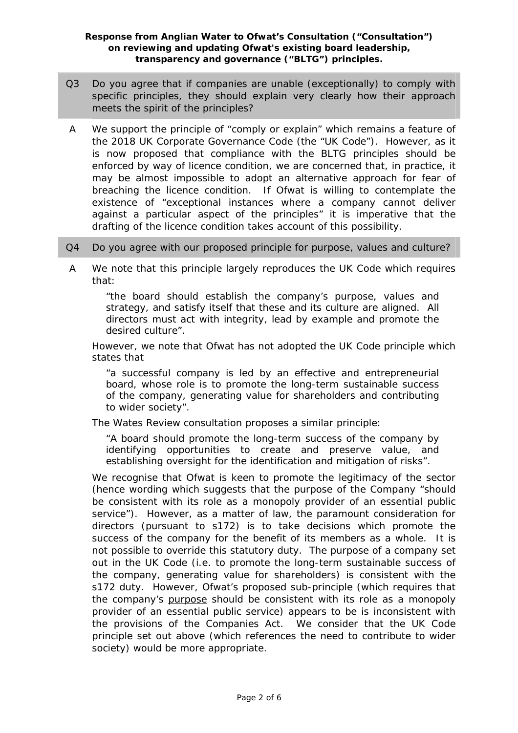**Response from Anglian Water to Ofwat's Consultation ("Consultation") on reviewing and updating Ofwat's existing board leadership, transparency and governance ("BLTG") principles.**

---

**Q3** Do you agree that if companies are unable (exceptionally) to comply with specific principles, they should explain very clearly how their approach meets the spirit of the principles?

**A** We support the principle of "comply or explain" which remains a feature of the 2018 UK Corporate Governance Code (the "UK Code"). However, as it is now proposed that compliance with the BLTG principles should be enforced by way of licence condition, we are concerned that, in practice, it may be almost impossible to adopt an alternative approach for fear of breaching the licence condition. If Ofwat is willing to contemplate the existence of "exceptional instances where a company cannot deliver against a particular aspect of the principles" it is imperative that the drafting of the licence condition takes account of this possibility.

**Q4** Do you agree with our proposed principle for purpose, values and culture?

**A** We note that this principle largely reproduces the UK Code which requires that:

> "the board should establish the company's purpose, values and strategy, and satisfy itself that these and its culture are aligned. All directors must act with integrity, lead by example and promote the desired culture".

However, we note that Ofwat has not adopted the UK Code principle which states that

> "a successful company is led by an effective and entrepreneurial board, whose role is to promote the long-term sustainable success of the company, generating value for shareholders and contributing to wider society".

The Wates Review consultation proposes a similar principle:

> "A board should promote the long-term success of the company by identifying opportunities to create and preserve value, and establishing oversight for the identification and mitigation of risks".

We recognise that Ofwat is keen to promote the legitimacy of the sector (hence wording which suggests that the purpose of the Company "should be consistent with its role as a monopoly provider of an essential public service"). However, as a matter of law, the paramount consideration for directors (pursuant to s172) is to take decisions which promote the success of the company for the benefit of its members as a whole. It is not possible to override this statutory duty. The purpose of a company set out in the UK Code (i.e. to promote the long-term sustainable success of the company, generating value for shareholders) is consistent with the s172 duty. However, Ofwat's proposed sub-principle (which requires that the company's <u>purpose</u> should be consistent with its role as a monopoly provider of an essential public service) appears to be is inconsistent with the provisions of the Companies Act. We consider that the UK Code principle set out above (which references the need to contribute to wider society) would be more appropriate.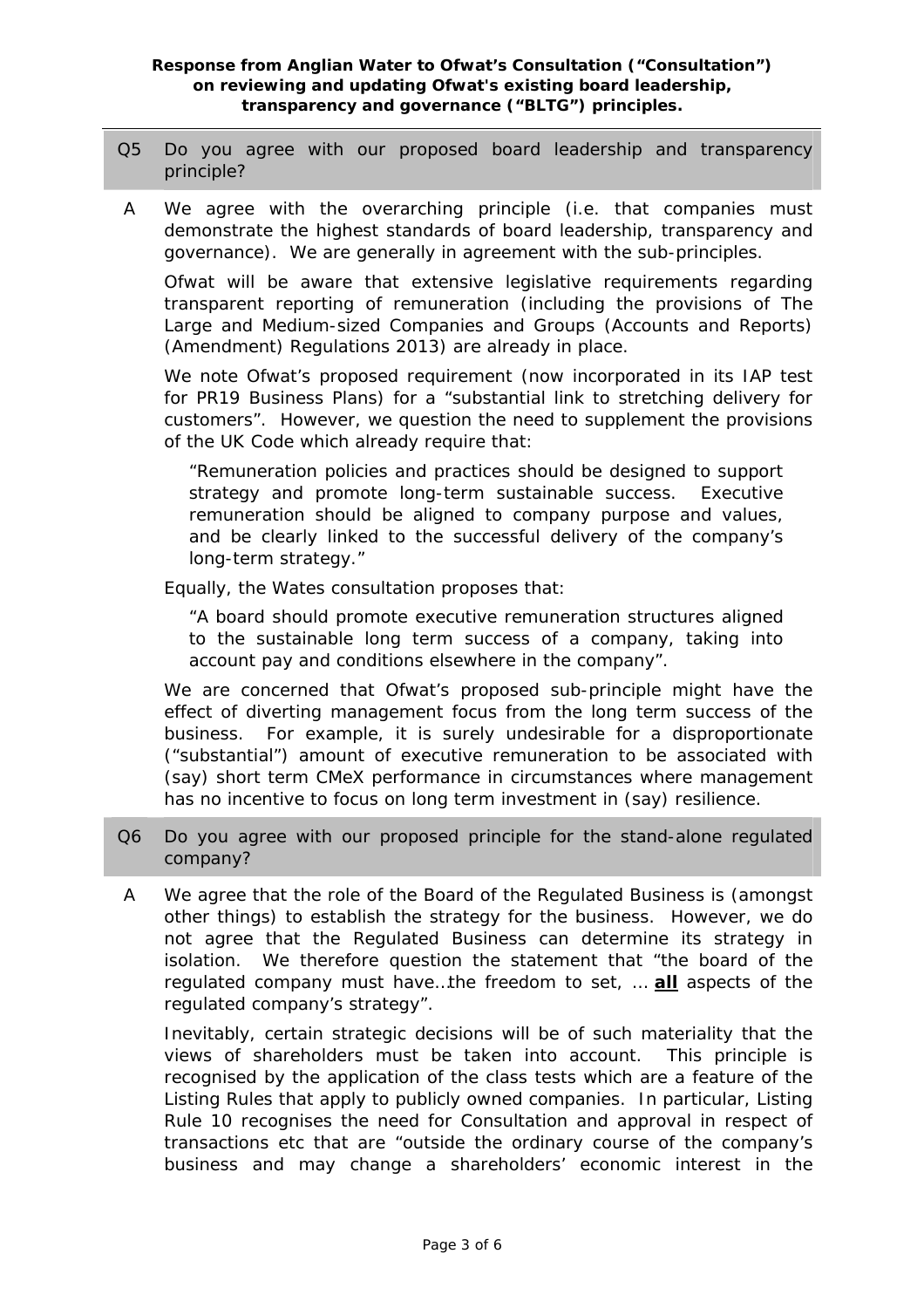**Response from Anglian Water to Ofwat's Consultation ("Consultation") on reviewing and updating Ofwat's existing board leadership, transparency and governance ("BLTG") principles.**

---

**Q5** Do you agree with our proposed board leadership and transparency principle?

**A** We agree with the overarching principle (i.e. that companies must demonstrate the highest standards of board leadership, transparency and governance). We are generally in agreement with the sub-principles.

Ofwat will be aware that extensive legislative requirements regarding transparent reporting of remuneration (including the provisions of The Large and Medium-sized Companies and Groups (Accounts and Reports) (Amendment) Regulations 2013) are already in place.

We note Ofwat's proposed requirement (now incorporated in its IAP test for PR19 Business Plans) for a "substantial link to stretching delivery for customers". However, we question the need to supplement the provisions of the UK Code which already require that:

> "Remuneration policies and practices should be designed to support strategy and promote long-term sustainable success. Executive remuneration should be aligned to company purpose and values, and be clearly linked to the successful delivery of the company's long-term strategy."

Equally, the Wates consultation proposes that:

> "A board should promote executive remuneration structures aligned to the sustainable long term success of a company, taking into account pay and conditions elsewhere in the company".

We are concerned that Ofwat's proposed sub-principle might have the effect of diverting management focus from the long term success of the business. For example, it is surely undesirable for a disproportionate ("substantial") amount of executive remuneration to be associated with (say) short term CMeX performance in circumstances where management has no incentive to focus on long term investment in (say) resilience.

**Q6** Do you agree with our proposed principle for the stand-alone regulated company?

**A** We agree that the role of the Board of the Regulated Business is (amongst other things) to establish the strategy for the business. However, we do not agree that the Regulated Business can determine its strategy in isolation. We therefore question the statement that "the board of the regulated company must have…the freedom to set, … **<u>all</u>** aspects of the regulated company's strategy".

Inevitably, certain strategic decisions will be of such materiality that the views of shareholders must be taken into account. This principle is recognised by the application of the class tests which are a feature of the Listing Rules that apply to publicly owned companies. In particular, Listing Rule 10 recognises the need for Consultation and approval in respect of transactions etc that are "outside the ordinary course of the company's business and may change a shareholders' economic interest in the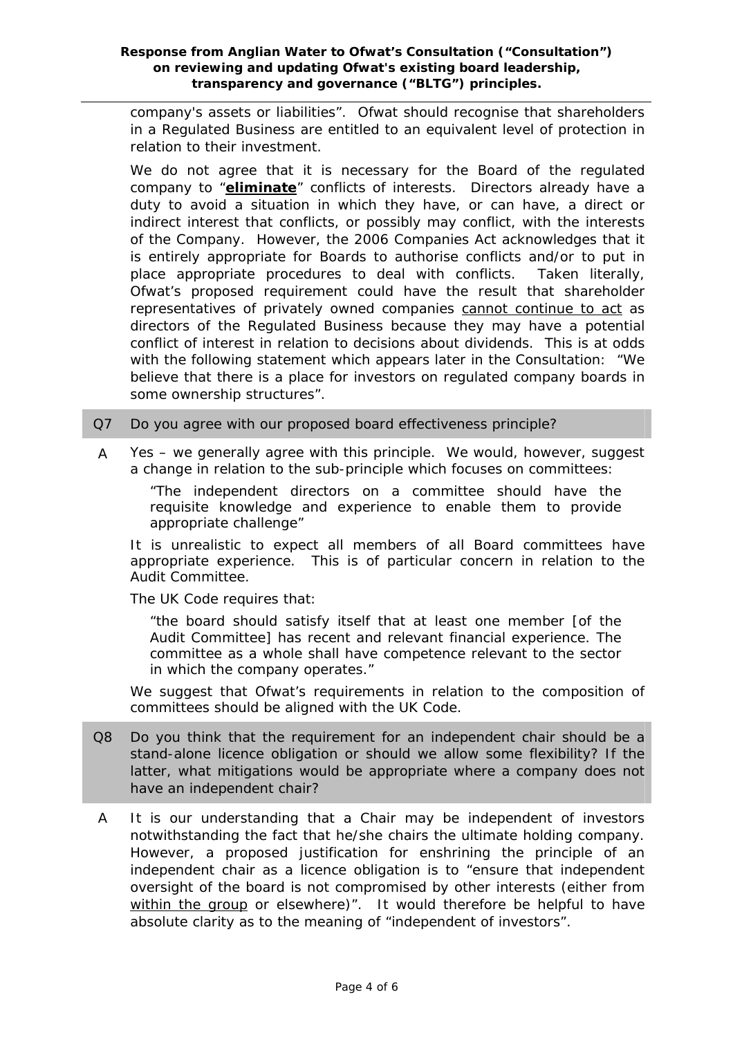company's assets or liabilities". Ofwat should recognise that shareholders in a Regulated Business are entitled to an equivalent level of protection in relation to their investment.

We do not agree that it is necessary for the Board of the regulated company to "**eliminate**" conflicts of interests. Directors already have a duty to avoid a situation in which they have, or can have, a direct or indirect interest that conflicts, or possibly may conflict, with the interests of the Company. However, the 2006 Companies Act acknowledges that it is entirely appropriate for Boards to authorise conflicts and/or to put in place appropriate procedures to deal with conflicts. Taken literally, Ofwat's proposed requirement could have the result that shareholder representatives of privately owned companies cannot continue to act as directors of the Regulated Business because they may have a potential conflict of interest in relation to decisions about dividends. This is at odds with the following statement which appears later in the Consultation: "We believe that there is a place for investors on regulated company boards in some ownership structures".

**Q7** Do you agree with our proposed board effectiveness principle?

**A** Yes – we generally agree with this principle. We would, however, suggest a change in relation to the sub-principle which focuses on committees:

> "The independent directors on a committee should have the requisite knowledge and experience to enable them to provide appropriate challenge"

It is unrealistic to expect all members of all Board committees have appropriate experience. This is of particular concern in relation to the Audit Committee.

The UK Code requires that:

> "the board should satisfy itself that at least one member [of the Audit Committee] has recent and relevant financial experience. The committee as a whole shall have competence relevant to the sector in which the company operates."

We suggest that Ofwat's requirements in relation to the composition of committees should be aligned with the UK Code.

**Q8** Do you think that the requirement for an independent chair should be a stand-alone licence obligation or should we allow some flexibility? If the latter, what mitigations would be appropriate where a company does not have an independent chair?

**A** It is our understanding that a Chair may be independent of investors notwithstanding the fact that he/she chairs the ultimate holding company. However, a proposed justification for enshrining the principle of an independent chair as a licence obligation is to "ensure that independent oversight of the board is not compromised by other interests (either from within the group or elsewhere)". It would therefore be helpful to have absolute clarity as to the meaning of "independent of investors".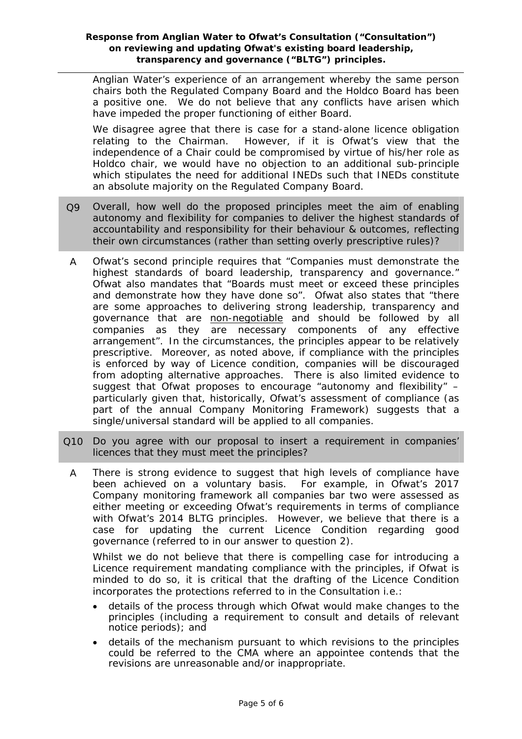Anglian Water's experience of an arrangement whereby the same person chairs both the Regulated Company Board and the Holdco Board has been a positive one. We do not believe that any conflicts have arisen which have impeded the proper functioning of either Board.

We disagree agree that there is case for a stand-alone licence obligation relating to the Chairman. However, if it is Ofwat's view that the independence of a Chair could be compromised by virtue of his/her role as Holdco chair, we would have no objection to an additional sub-principle which stipulates the need for additional INEDs such that INEDs constitute an absolute majority on the Regulated Company Board.

**Q9** Overall, how well do the proposed principles meet the aim of enabling autonomy and flexibility for companies to deliver the highest standards of accountability and responsibility for their behaviour & outcomes, reflecting their own circumstances (rather than setting overly prescriptive rules)?

**A** Ofwat's second principle requires that "Companies must demonstrate the highest standards of board leadership, transparency and governance." Ofwat also mandates that "Boards must meet or exceed these principles and demonstrate how they have done so". Ofwat also states that "there are some approaches to delivering strong leadership, transparency and governance that are <u>non-negotiable</u> and should be followed by all companies as they are necessary components of any effective arrangement". In the circumstances, the principles appear to be relatively prescriptive. Moreover, as noted above, if compliance with the principles is enforced by way of Licence condition, companies will be discouraged from adopting alternative approaches. There is also limited evidence to suggest that Ofwat proposes to encourage "autonomy and flexibility" – particularly given that, historically, Ofwat's assessment of compliance (as part of the annual Company Monitoring Framework) suggests that a single/universal standard will be applied to all companies.

**Q10** Do you agree with our proposal to insert a requirement in companies' licences that they must meet the principles?

**A** There is strong evidence to suggest that high levels of compliance have been achieved on a voluntary basis. For example, in Ofwat's 2017 Company monitoring framework all companies bar two were assessed as either meeting or exceeding Ofwat's requirements in terms of compliance with Ofwat's 2014 BLTG principles. However, we believe that there is a case for updating the current Licence Condition regarding good governance (referred to in our answer to question 2).

Whilst we do not believe that there is compelling case for introducing a Licence requirement mandating compliance with the principles, if Ofwat is minded to do so, it is critical that the drafting of the Licence Condition incorporates the protections referred to in the Consultation i.e.:

- details of the process through which Ofwat would make changes to the principles (including a requirement to consult and details of relevant notice periods); and
- details of the mechanism pursuant to which revisions to the principles could be referred to the CMA where an appointee contends that the revisions are unreasonable and/or inappropriate.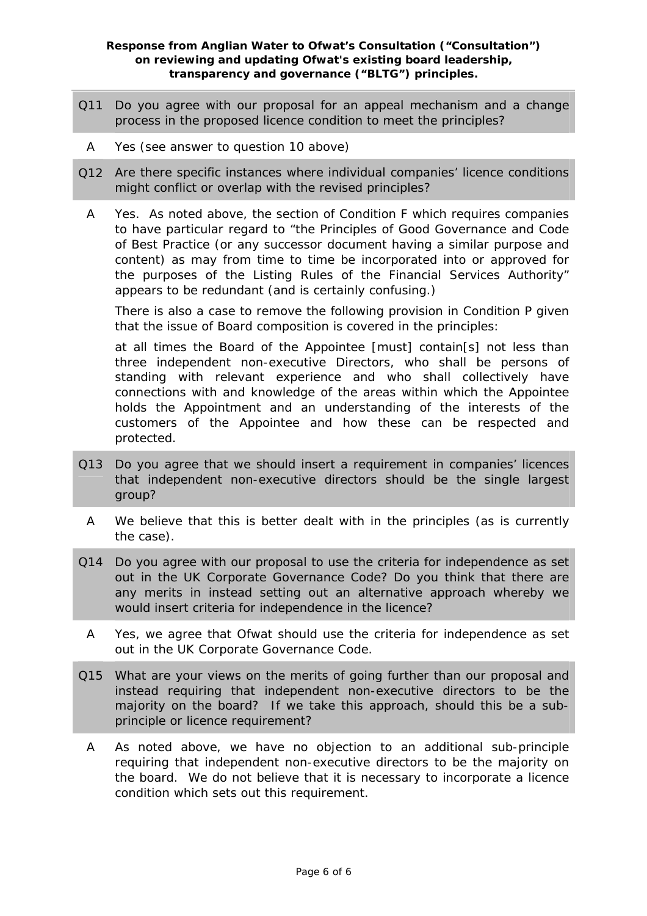**Q11** Do you agree with our proposal for an appeal mechanism and a change process in the proposed licence condition to meet the principles?

**A** Yes (see answer to question 10 above)

**Q12** Are there specific instances where individual companies' licence conditions might conflict or overlap with the revised principles?

**A** Yes. As noted above, the section of Condition F which requires companies to have particular regard to "the Principles of Good Governance and Code of Best Practice (or any successor document having a similar purpose and content) as may from time to time be incorporated into or approved for the purposes of the Listing Rules of the Financial Services Authority" appears to be redundant (and is certainly confusing.)

There is also a case to remove the following provision in Condition P given that the issue of Board composition is covered in the principles:

at all times the Board of the Appointee [must] contain[s] not less than three independent non-executive Directors, who shall be persons of standing with relevant experience and who shall collectively have connections with and knowledge of the areas within which the Appointee holds the Appointment and an understanding of the interests of the customers of the Appointee and how these can be respected and protected.

**Q13** Do you agree that we should insert a requirement in companies' licences that independent non-executive directors should be the single largest group?

**A** We believe that this is better dealt with in the principles (as is currently the case).

**Q14** Do you agree with our proposal to use the criteria for independence as set out in the UK Corporate Governance Code? Do you think that there are any merits in instead setting out an alternative approach whereby we would insert criteria for independence in the licence?

**A** Yes, we agree that Ofwat should use the criteria for independence as set out in the UK Corporate Governance Code.

**Q15** What are your views on the merits of going further than our proposal and instead requiring that independent non-executive directors to be the majority on the board? If we take this approach, should this be a sub-principle or licence requirement?

**A** As noted above, we have no objection to an additional sub-principle requiring that independent non-executive directors to be the majority on the board. We do not believe that it is necessary to incorporate a licence condition which sets out this requirement.